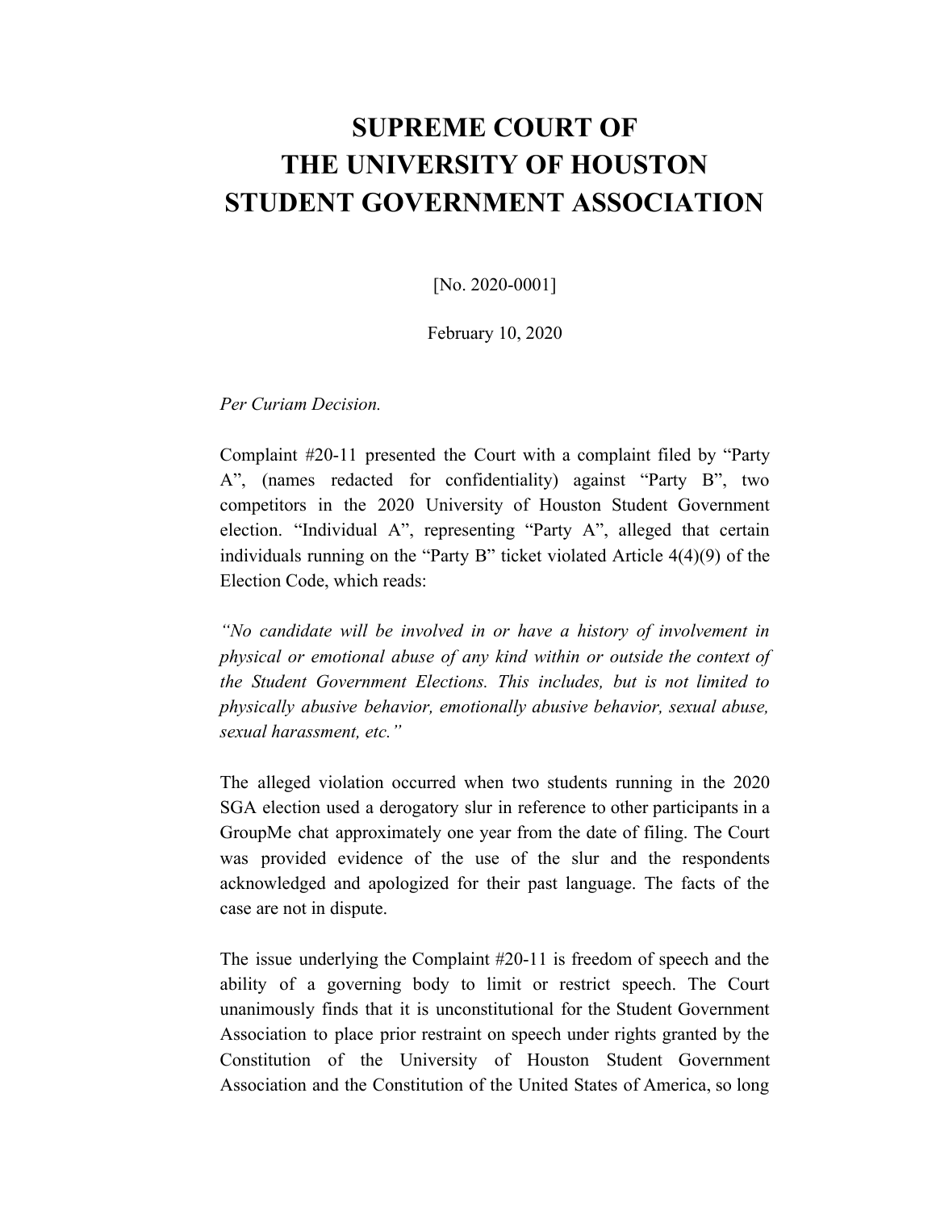# SUPREME COURT OF THE UNIVERSITY OF HOUSTON STUDENT GOVERNMENT ASSOCIATION

[No. 2020-0001]

February 10, 2020

*Per Curiam Decision.*

Complaint #20-11 presented the Court with a complaint filed by "Party A", (names redacted for confidentiality) against "Party B", two competitors in the 2020 University of Houston Student Government election. "Individual A", representing "Party A", alleged that certain individuals running on the "Party B" ticket violated Article 4(4)(9) of the Election Code, which reads:

*"No candidate will be involved in or have a history of involvement in physical or emotional abuse of any kind within or outside the context of the Student Government Elections. This includes, but is not limited to physically abusive behavior, emotionally abusive behavior, sexual abuse, sexual harassment, etc."*

The alleged violation occurred when two students running in the 2020 SGA election used a derogatory slur in reference to other participants in a GroupMe chat approximately one year from the date of filing. The Court was provided evidence of the use of the slur and the respondents acknowledged and apologized for their past language. The facts of the case are not in dispute.

The issue underlying the Complaint #20-11 is freedom of speech and the ability of a governing body to limit or restrict speech. The Court unanimously finds that it is unconstitutional for the Student Government Association to place prior restraint on speech under rights granted by the Constitution of the University of Houston Student Government Association and the Constitution of the United States of America, so long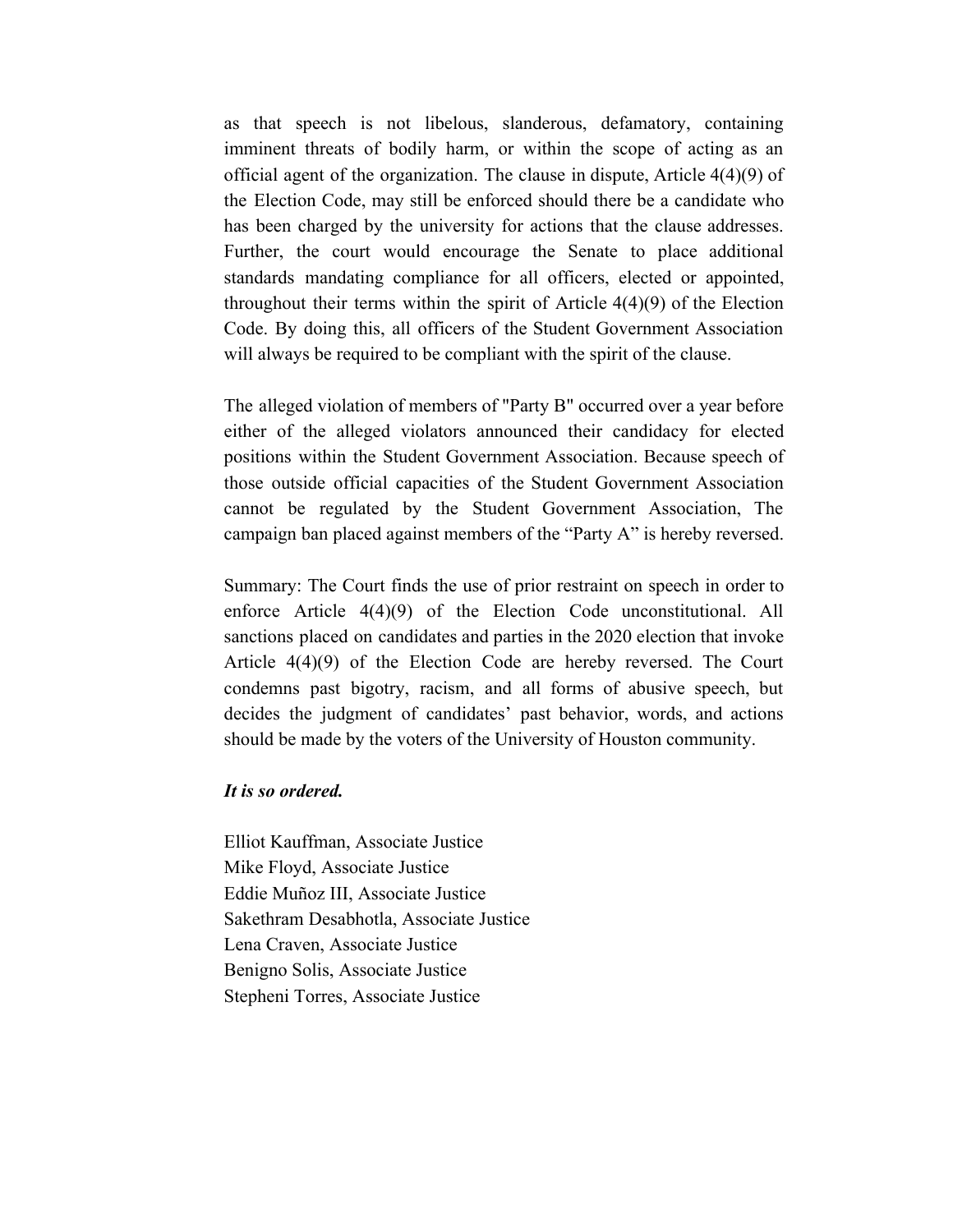as that speech is not libelous, slanderous, defamatory, containing imminent threats of bodily harm, or within the scope of acting as an official agent of the organization. The clause in dispute, Article 4(4)(9) of the Election Code, may still be enforced should there be a candidate who has been charged by the university for actions that the clause addresses. Further, the court would encourage the Senate to place additional standards mandating compliance for all officers, elected or appointed, throughout their terms within the spirit of Article 4(4)(9) of the Election Code. By doing this, all officers of the Student Government Association will always be required to be compliant with the spirit of the clause.

The alleged violation of members of "Party B" occurred over a year before either of the alleged violators announced their candidacy for elected positions within the Student Government Association. Because speech of those outside official capacities of the Student Government Association cannot be regulated by the Student Government Association, The campaign ban placed against members of the "Party A" is hereby reversed.

Summary: The Court finds the use of prior restraint on speech in order to enforce Article 4(4)(9) of the Election Code unconstitutional. All sanctions placed on candidates and parties in the 2020 election that invoke Article 4(4)(9) of the Election Code are hereby reversed. The Court condemns past bigotry, racism, and all forms of abusive speech, but decides the judgment of candidates' past behavior, words, and actions should be made by the voters of the University of Houston community.

***It is so ordered.***

Elliot Kauffman, Associate Justice
Mike Floyd, Associate Justice
Eddie Muñoz III, Associate Justice
Sakethram Desabhotla, Associate Justice
Lena Craven, Associate Justice
Benigno Solis, Associate Justice
Stepheni Torres, Associate Justice